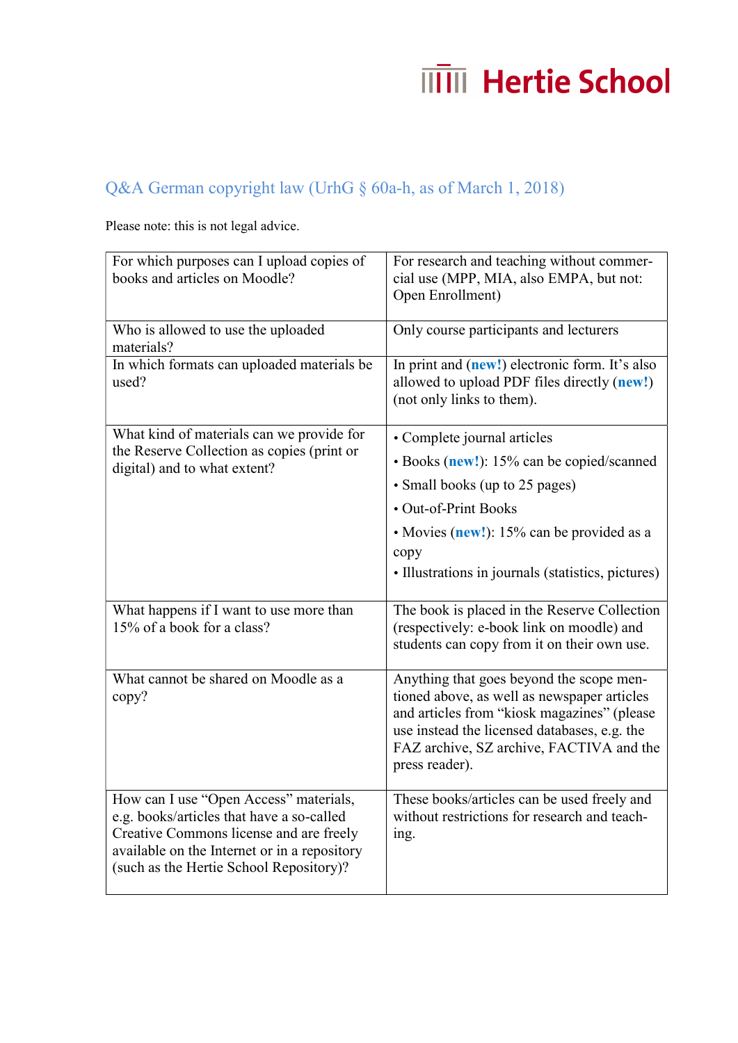# Hertie School

## Q&A German copyright law (UrhG § 60a-h, as of March 1, 2018)

Please note: this is not legal advice.

| | |
|---|---|
| For which purposes can I upload copies of books and articles on Moodle? | For research and teaching without commercial use (MPP, MIA, also EMPA, but not: Open Enrollment) |
| Who is allowed to use the uploaded materials? | Only course participants and lecturers |
| In which formats can uploaded materials be used? | In print and (**new!**) electronic form. It's also allowed to upload PDF files directly (**new!**) (not only links to them). |
| What kind of materials can we provide for the Reserve Collection as copies (print or digital) and to what extent? | • Complete journal articles<br>• Books (**new!**): 15% can be copied/scanned<br>• Small books (up to 25 pages)<br>• Out-of-Print Books<br>• Movies (**new!**): 15% can be provided as a copy<br>• Illustrations in journals (statistics, pictures) |
| What happens if I want to use more than 15% of a book for a class? | The book is placed in the Reserve Collection (respectively: e-book link on moodle) and students can copy from it on their own use. |
| What cannot be shared on Moodle as a copy? | Anything that goes beyond the scope mentioned above, as well as newspaper articles and articles from "kiosk magazines" (please use instead the licensed databases, e.g. the FAZ archive, SZ archive, FACTIVA and the press reader). |
| How can I use "Open Access" materials, e.g. books/articles that have a so-called Creative Commons license and are freely available on the Internet or in a repository (such as the Hertie School Repository)? | These books/articles can be used freely and without restrictions for research and teaching. |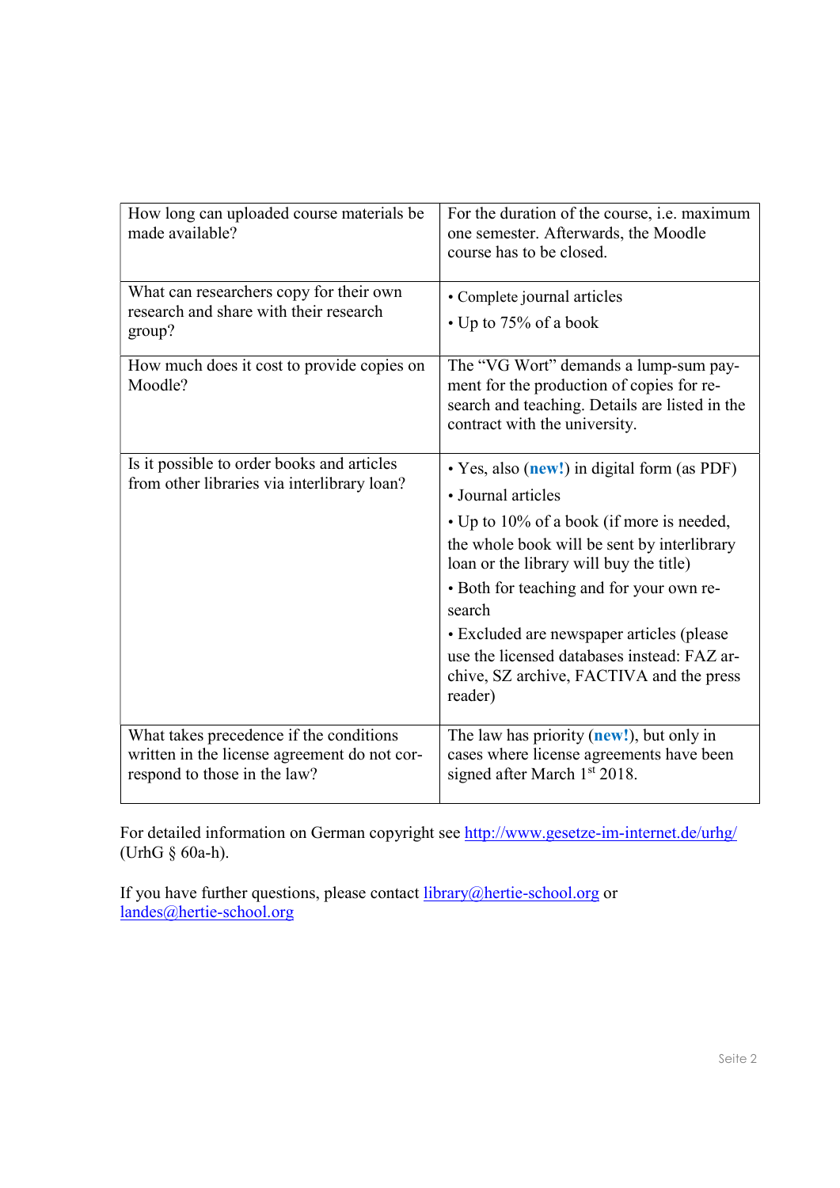| | |
|---|---|
| How long can uploaded course materials be made available? | For the duration of the course, i.e. maximum one semester. Afterwards, the Moodle course has to be closed. |
| What can researchers copy for their own research and share with their research group? | • Complete journal articles<br>• Up to 75% of a book |
| How much does it cost to provide copies on Moodle? | The "VG Wort" demands a lump-sum payment for the production of copies for research and teaching. Details are listed in the contract with the university. |
| Is it possible to order books and articles from other libraries via interlibrary loan? | • Yes, also (**new!**) in digital form (as PDF)<br>• Journal articles<br>• Up to 10% of a book (if more is needed, the whole book will be sent by interlibrary loan or the library will buy the title)<br>• Both for teaching and for your own research<br>• Excluded are newspaper articles (please use the licensed databases instead: FAZ archive, SZ archive, FACTIVA and the press reader) |
| What takes precedence if the conditions written in the license agreement do not correspond to those in the law? | The law has priority (**new!**), but only in cases where license agreements have been signed after March 1st 2018. |

For detailed information on German copyright see http://www.gesetze-im-internet.de/urhg/ (UrhG § 60a-h).

If you have further questions, please contact library@hertie-school.org or landes@hertie-school.org